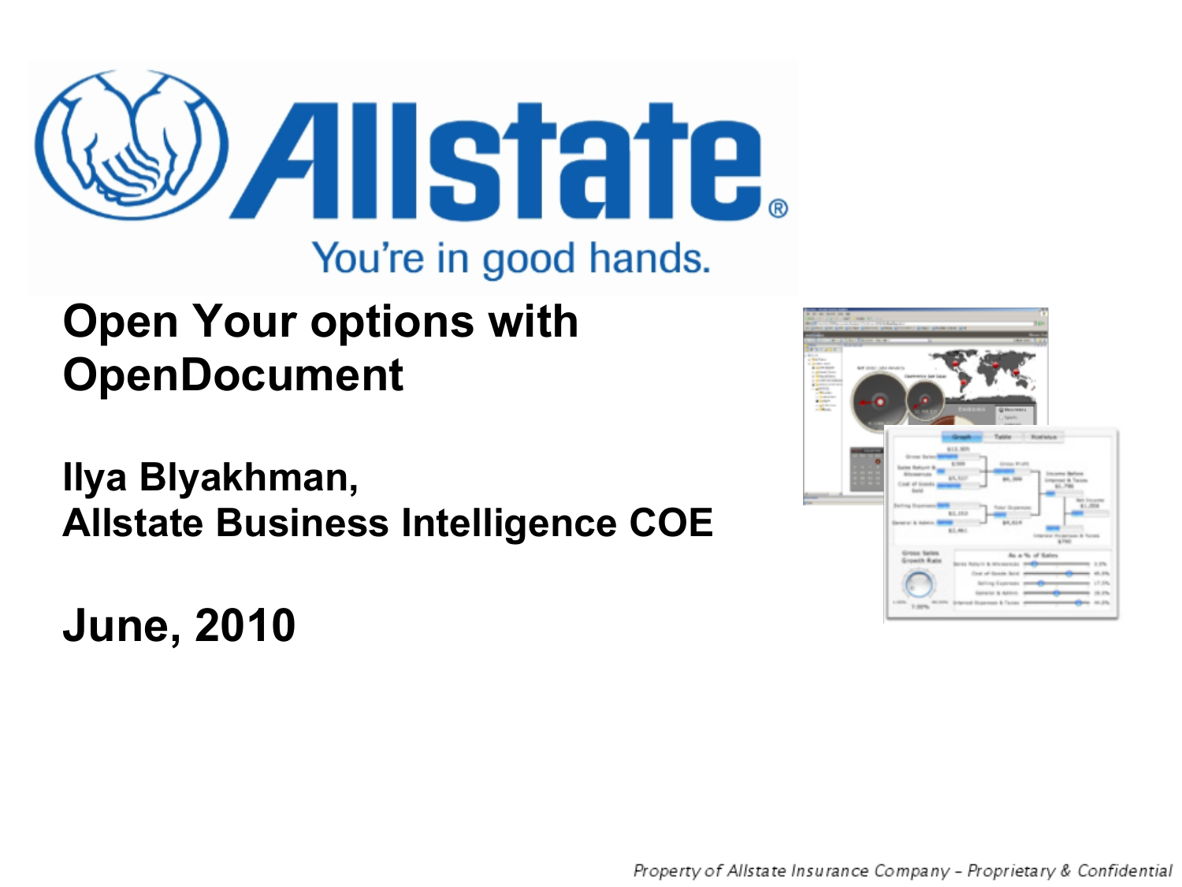Allstate

You're in good hands.

# Open Your options with OpenDocument

**Ilya Blyakhman,**
**Allstate Business Intelligence COE**

**June, 2010**

*Property of Allstate Insurance Company – Proprietary & Confidential*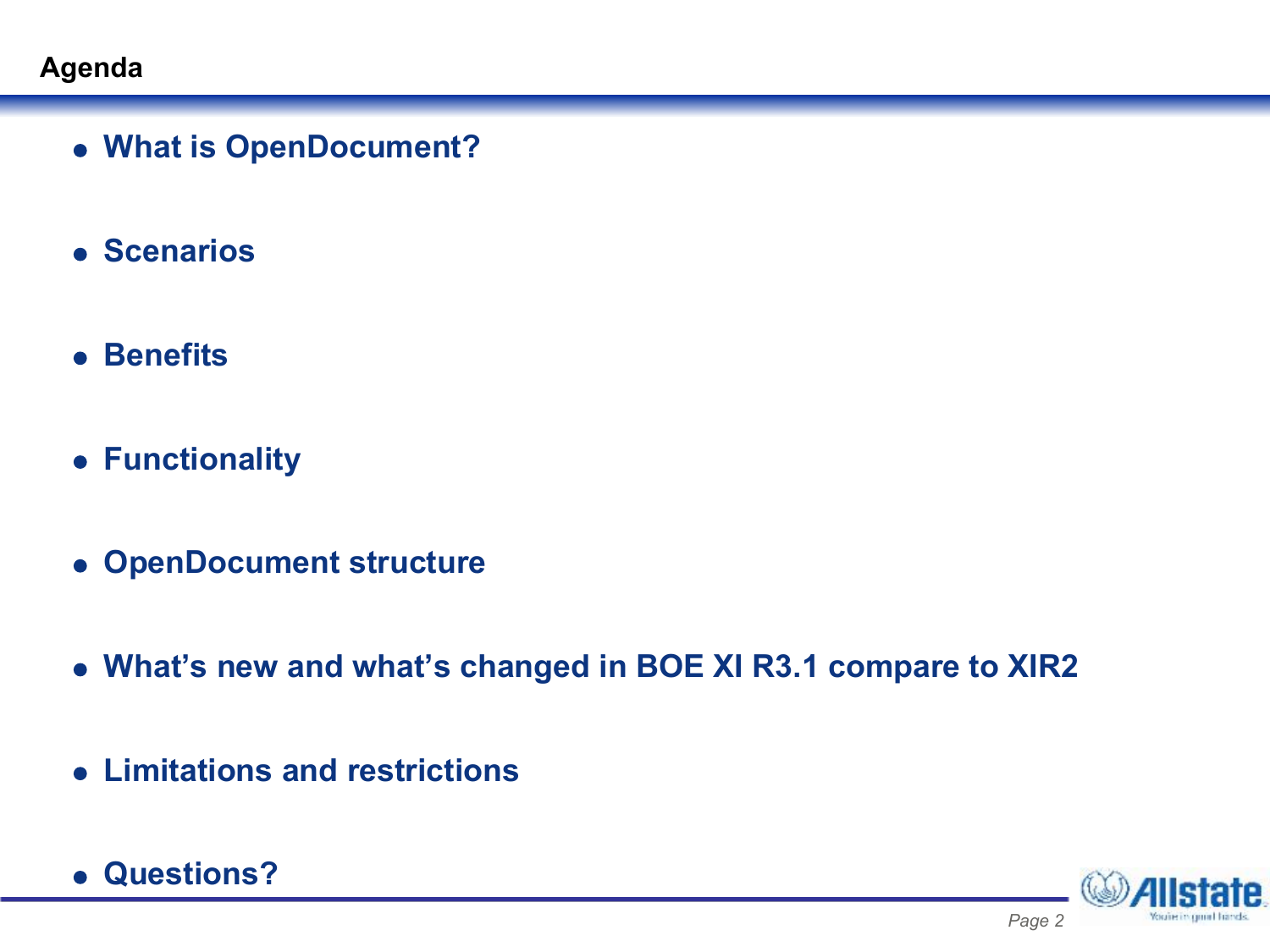# Agenda

- What is OpenDocument?
- Scenarios
- Benefits
- Functionality
- OpenDocument structure
- What's new and what's changed in BOE XI R3.1 compare to XIR2
- Limitations and restrictions
- Questions?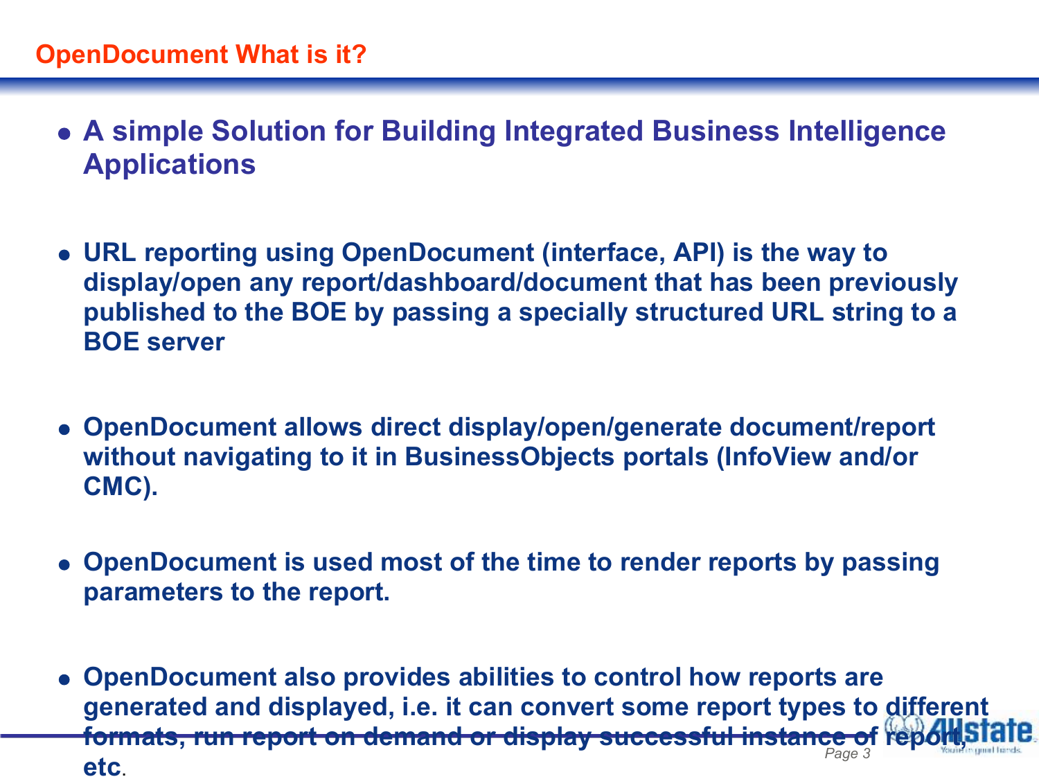## OpenDocument What is it?

- **A simple Solution for Building Integrated Business Intelligence Applications**

- **URL reporting using OpenDocument (interface, API) is the way to display/open any report/dashboard/document that has been previously published to the BOE by passing a specially structured URL string to a BOE server**

- **OpenDocument allows direct display/open/generate document/report without navigating to it in BusinessObjects portals (InfoView and/or CMC).**

- **OpenDocument is used most of the time to render reports by passing parameters to the report.**

- **OpenDocument also provides abilities to control how reports are generated and displayed, i.e. it can convert some report types to different formats, run report on demand or display successful instance of report, etc.**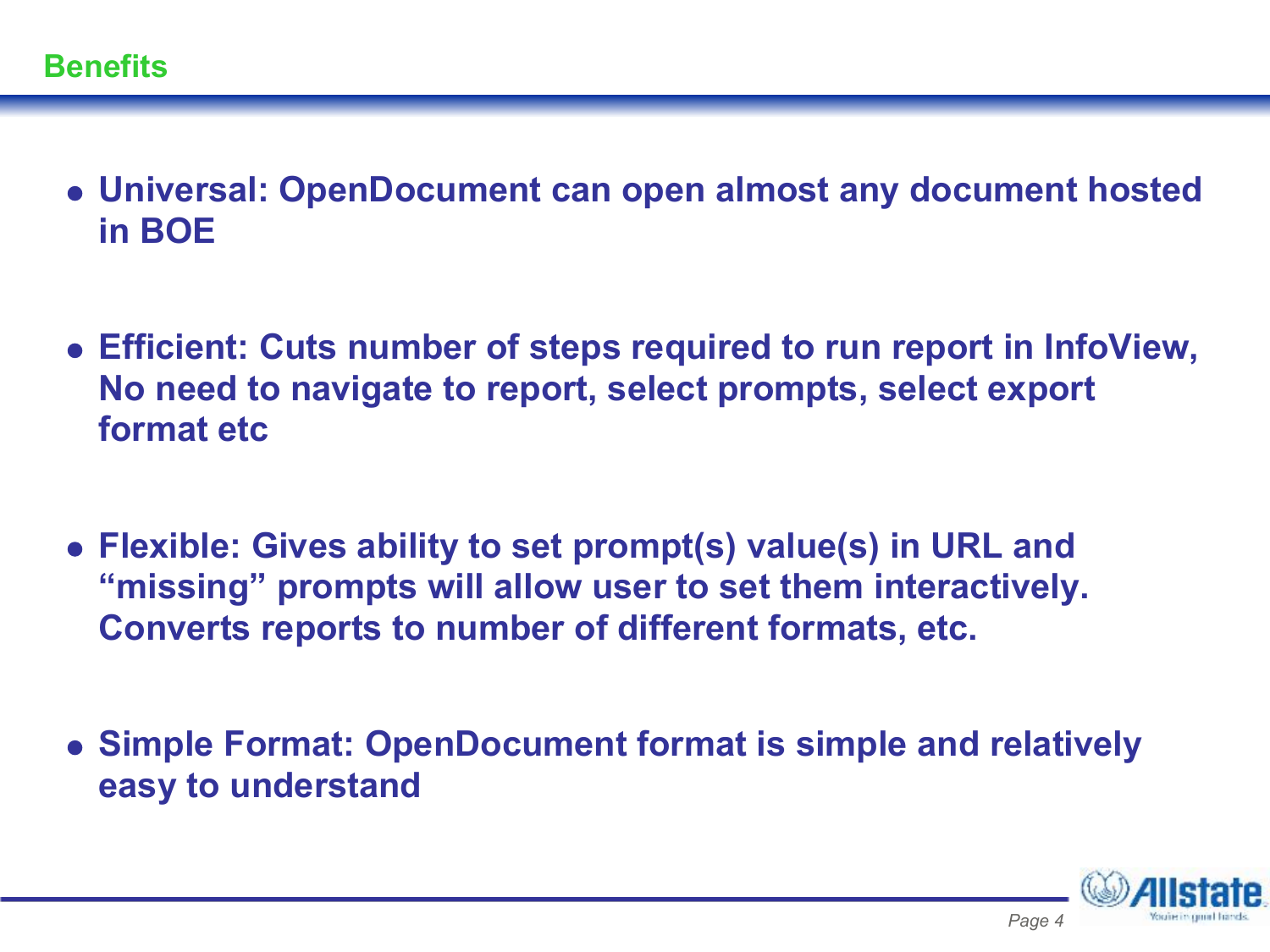## Benefits

- **Universal: OpenDocument can open almost any document hosted in BOE**

- **Efficient: Cuts number of steps required to run report in InfoView, No need to navigate to report, select prompts, select export format etc**

- **Flexible: Gives ability to set prompt(s) value(s) in URL and "missing" prompts will allow user to set them interactively. Converts reports to number of different formats, etc.**

- **Simple Format: OpenDocument format is simple and relatively easy to understand**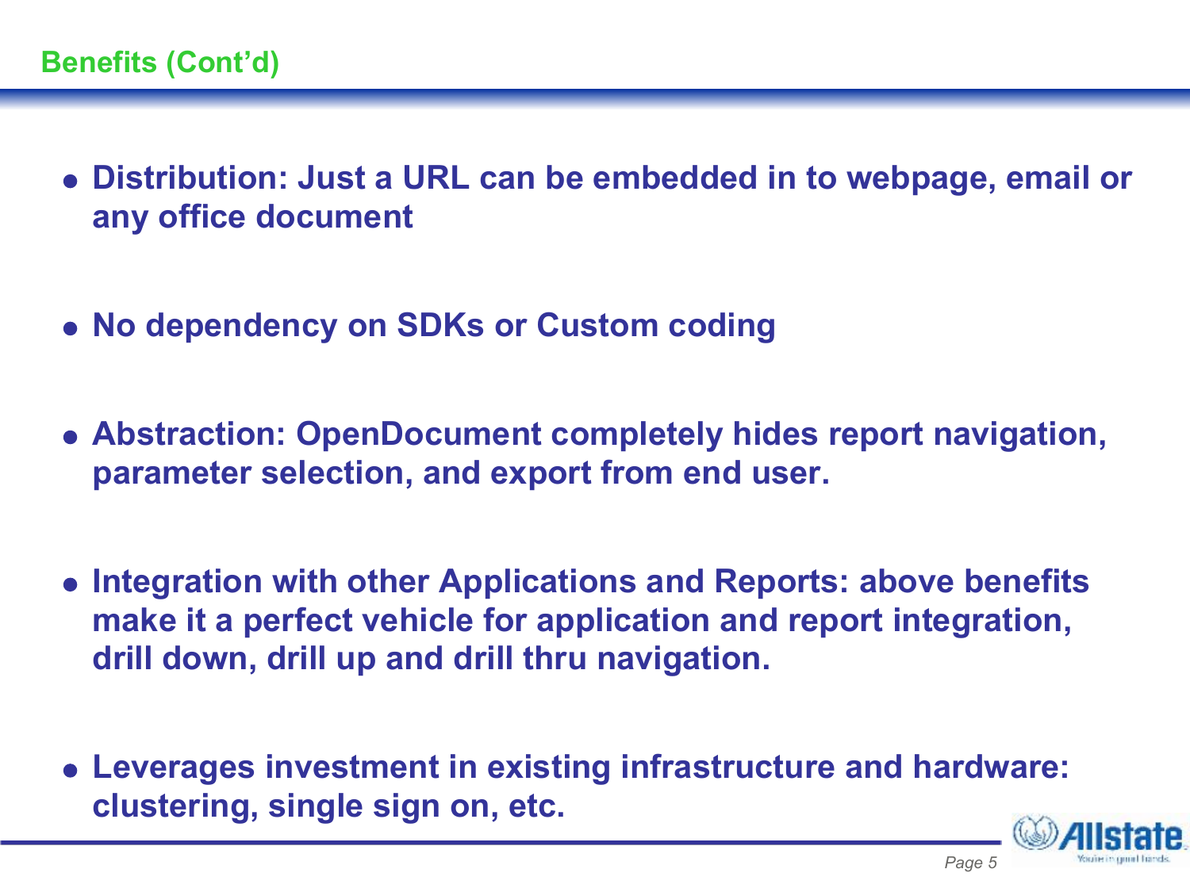## Benefits (Cont'd)

- **Distribution: Just a URL can be embedded in to webpage, email or any office document**
- **No dependency on SDKs or Custom coding**
- **Abstraction: OpenDocument completely hides report navigation, parameter selection, and export from end user.**
- **Integration with other Applications and Reports: above benefits make it a perfect vehicle for application and report integration, drill down, drill up and drill thru navigation.**
- **Leverages investment in existing infrastructure and hardware: clustering, single sign on, etc.**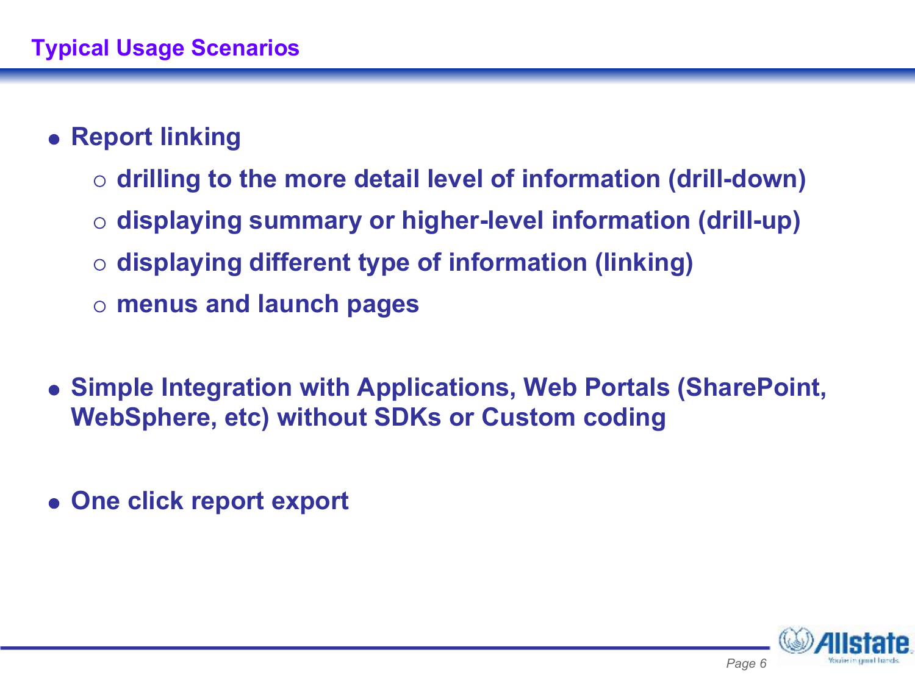## Typical Usage Scenarios

- Report linking
  - drilling to the more detail level of information (drill-down)
  - displaying summary or higher-level information (drill-up)
  - displaying different type of information (linking)
  - menus and launch pages

- Simple Integration with Applications, Web Portals (SharePoint, WebSphere, etc) without SDKs or Custom coding

- One click report export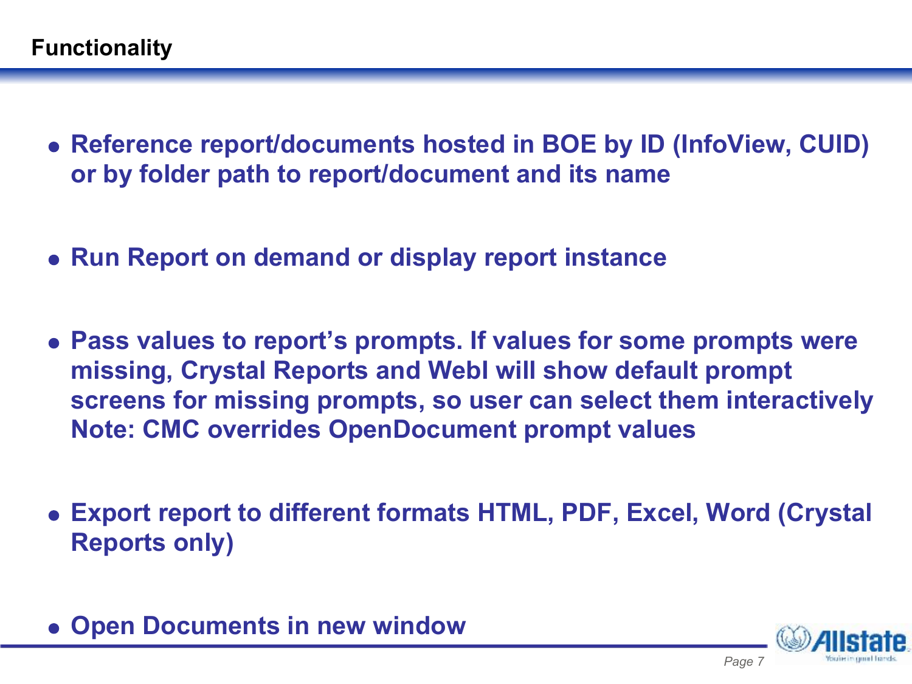## Functionality

- Reference report/documents hosted in BOE by ID (InfoView, CUID) or by folder path to report/document and its name
- Run Report on demand or display report instance
- Pass values to report's prompts. If values for some prompts were missing, Crystal Reports and WebI will show default prompt screens for missing prompts, so user can select them interactively
  Note: CMC overrides OpenDocument prompt values
- Export report to different formats HTML, PDF, Excel, Word (Crystal Reports only)
- Open Documents in new window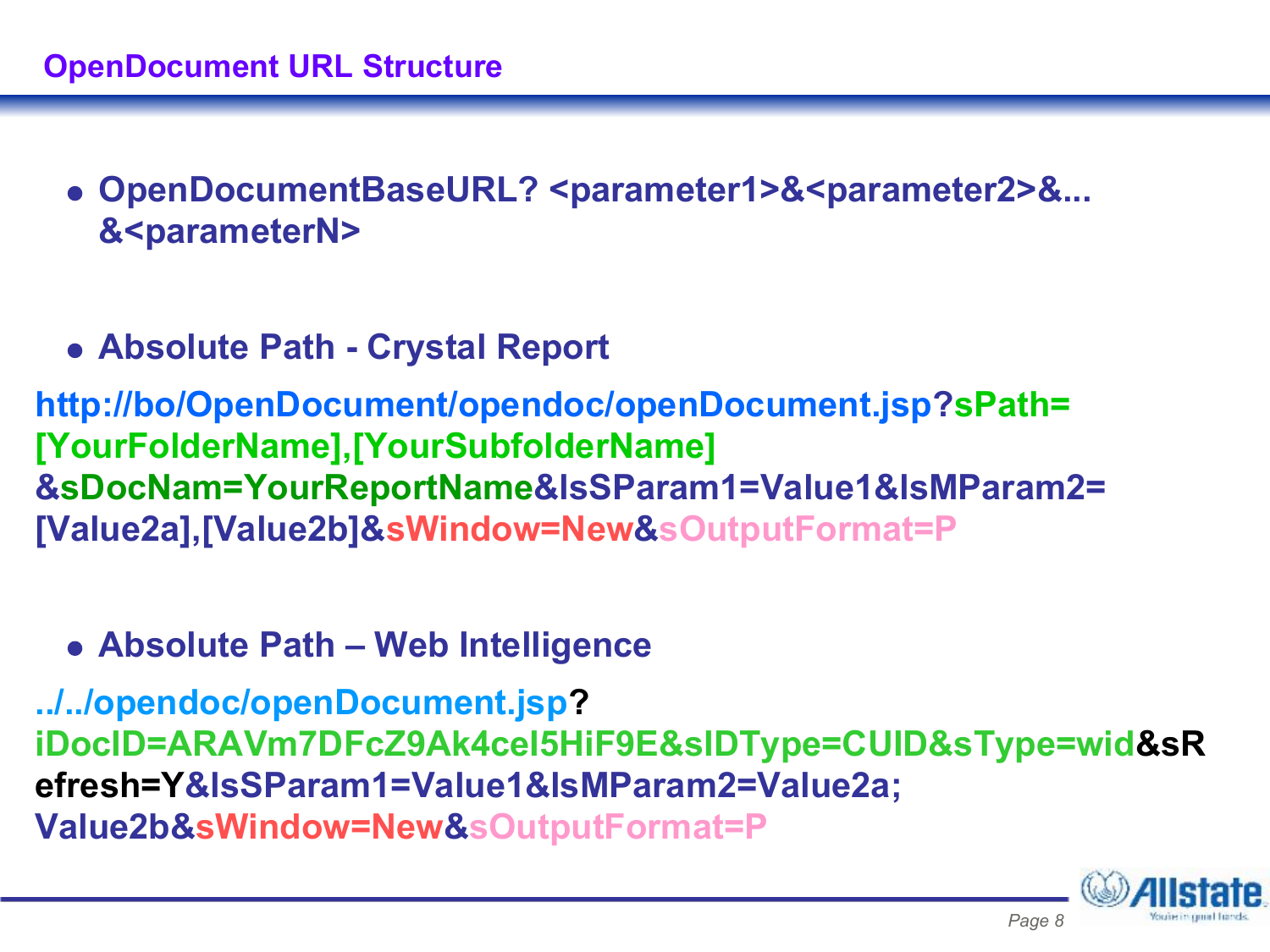## OpenDocument URL Structure

- **OpenDocumentBaseURL? <parameter1>&<parameter2>&... &<parameterN>**

- **Absolute Path - Crystal Report**

**http://bo/OpenDocument/opendoc/openDocument.jsp?sPath=[YourFolderName],[YourSubfolderName]&sDocNam=YourReportName&lsSParam1=Value1&lsMParam2=[Value2a],[Value2b]&sWindow=New&sOutputFormat=P**

- **Absolute Path – Web Intelligence**

**../../opendoc/openDocument.jsp?iDocID=ARAVm7DFcZ9Ak4ceI5HiF9E&sIDType=CUID&sType=wid&sRefresh=Y&lsSParam1=Value1&lsMParam2=Value2a;Value2b&sWindow=New&sOutputFormat=P**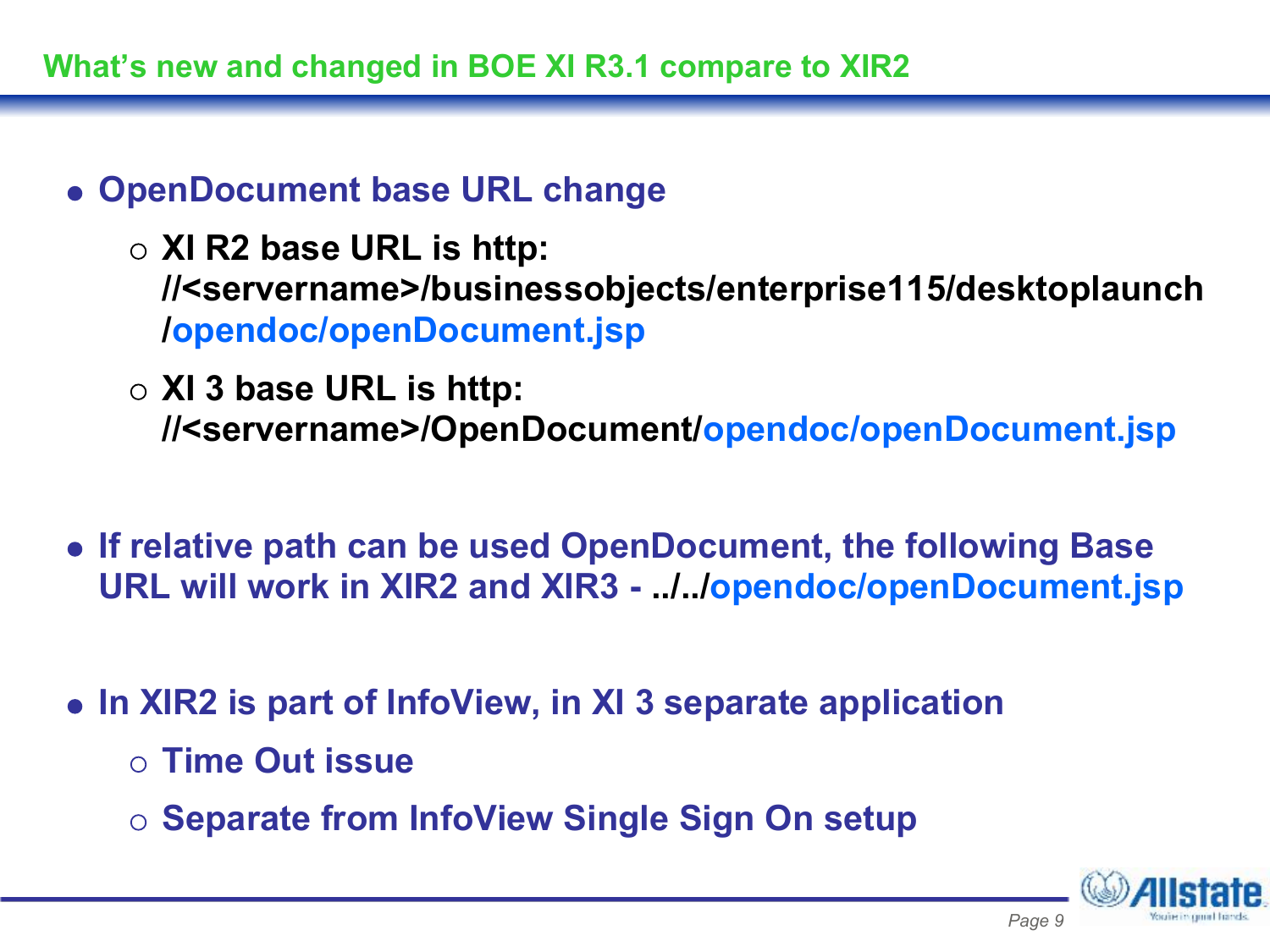## What's new and changed in BOE XI R3.1 compare to XIR2

- **OpenDocument base URL change**
  - **XI R2 base URL is http: //<servername>/businessobjects/enterprise115/desktoplaunch/opendoc/openDocument.jsp**
  - **XI 3 base URL is http: //<servername>/OpenDocument/opendoc/openDocument.jsp**

- **If relative path can be used OpenDocument, the following Base URL will work in XIR2 and XIR3 - ../../opendoc/openDocument.jsp**

- **In XIR2 is part of InfoView, in XI 3 separate application**
  - **Time Out issue**
  - **Separate from InfoView Single Sign On setup**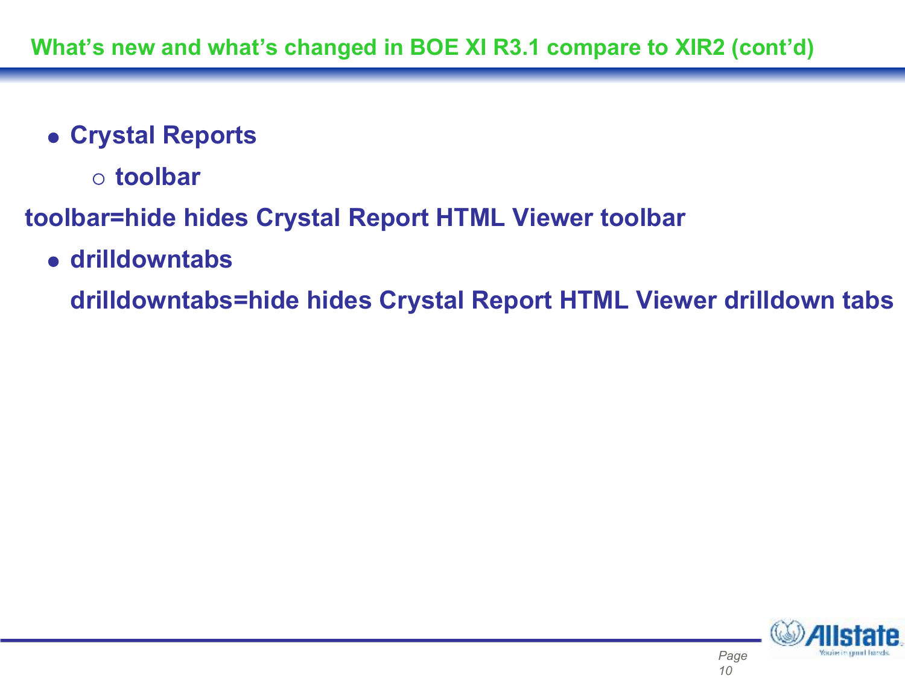## What's new and what's changed in BOE XI R3.1 compare to XIR2 (cont'd)

- **Crystal Reports**
  - **toolbar**

**toolbar=hide hides Crystal Report HTML Viewer toolbar**

- **drilldowntabs**

  **drilldowntabs=hide hides Crystal Report HTML Viewer drilldown tabs**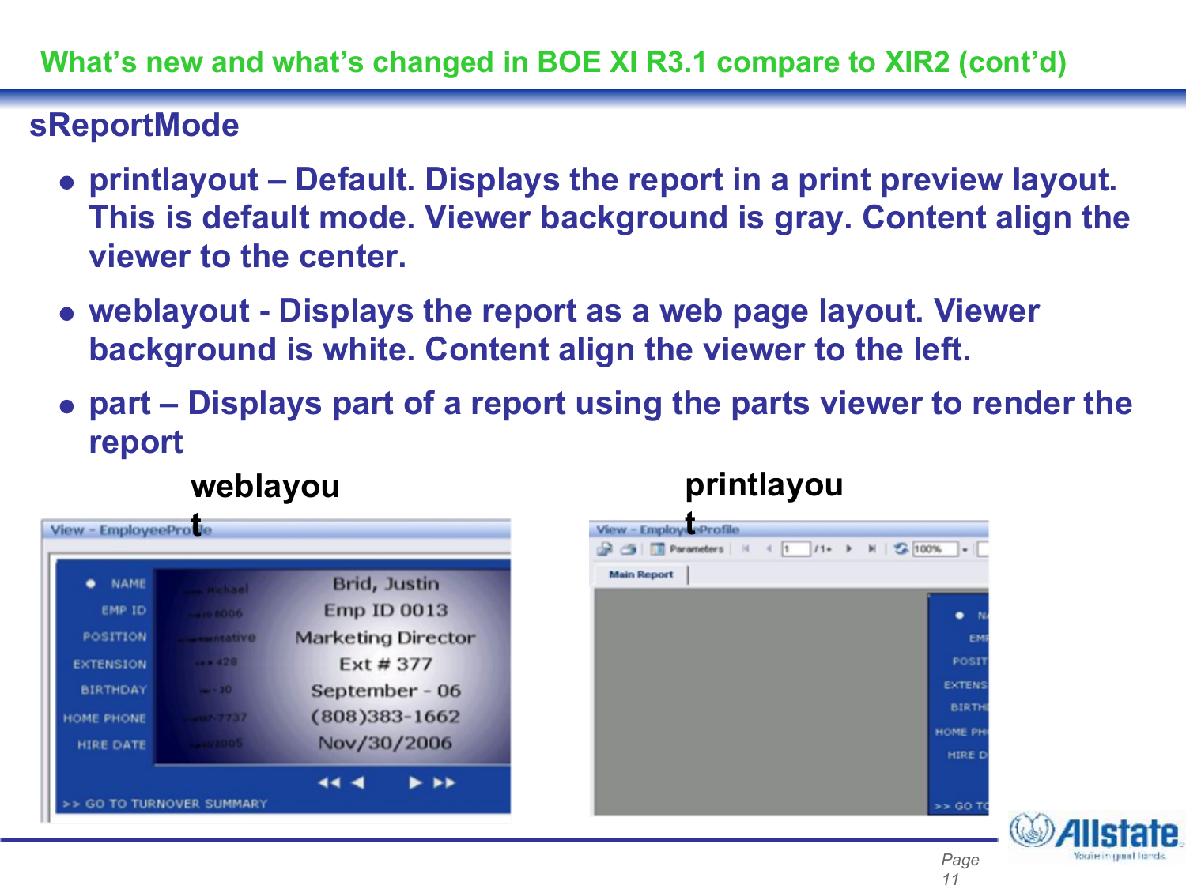## What's new and what's changed in BOE XI R3.1 compare to XIR2 (cont'd)

### sReportMode

- **printlayout – Default. Displays the report in a print preview layout. This is default mode. Viewer background is gray. Content align the viewer to the center.**
- **weblayout - Displays the report as a web page layout. Viewer background is white. Content align the viewer to the left.**
- **part – Displays part of a report using the parts viewer to render the report**

**weblayout**

**printlayout**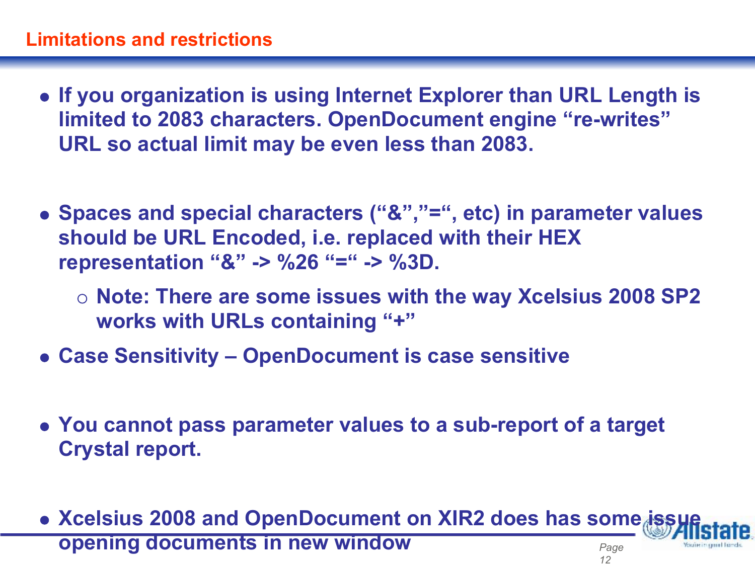## Limitations and restrictions

- **If you organization is using Internet Explorer than URL Length is limited to 2083 characters. OpenDocument engine "re-writes" URL so actual limit may be even less than 2083.**

- **Spaces and special characters ("&","=", etc) in parameter values should be URL Encoded, i.e. replaced with their HEX representation "&" -> %26 "=" -> %3D.**
  - **Note: There are some issues with the way Xcelsius 2008 SP2 works with URLs containing "+"**

- **Case Sensitivity – OpenDocument is case sensitive**

- **You cannot pass parameter values to a sub-report of a target Crystal report.**

- **Xcelsius 2008 and OpenDocument on XIR2 does has some issue opening documents in new window**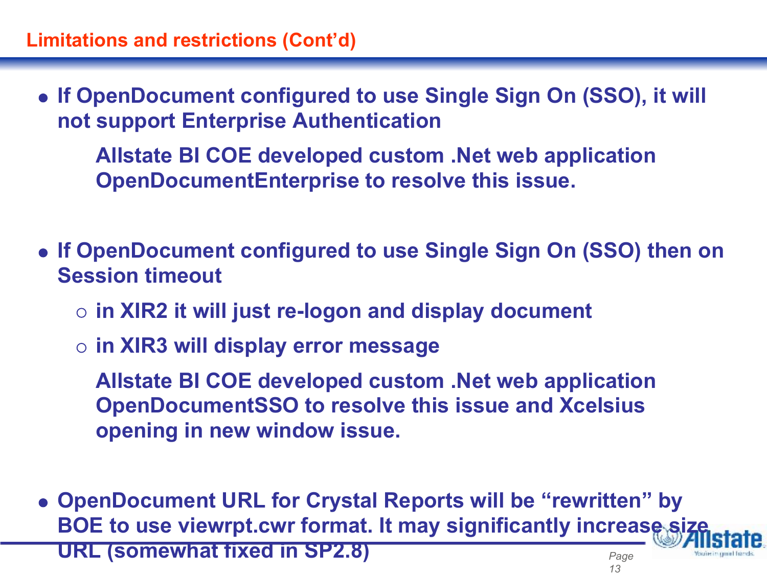## Limitations and restrictions (Cont'd)

- **If OpenDocument configured to use Single Sign On (SSO), it will not support Enterprise Authentication**

  **Allstate BI COE developed custom .Net web application OpenDocumentEnterprise to resolve this issue.**

- **If OpenDocument configured to use Single Sign On (SSO) then on Session timeout**
  - **in XIR2 it will just re-logon and display document**
  - **in XIR3 will display error message**

  **Allstate BI COE developed custom .Net web application OpenDocumentSSO to resolve this issue and Xcelsius opening in new window issue.**

- **OpenDocument URL for Crystal Reports will be "rewritten" by BOE to use viewrpt.cwr format. It may significantly increase size URL (somewhat fixed in SP2.8)**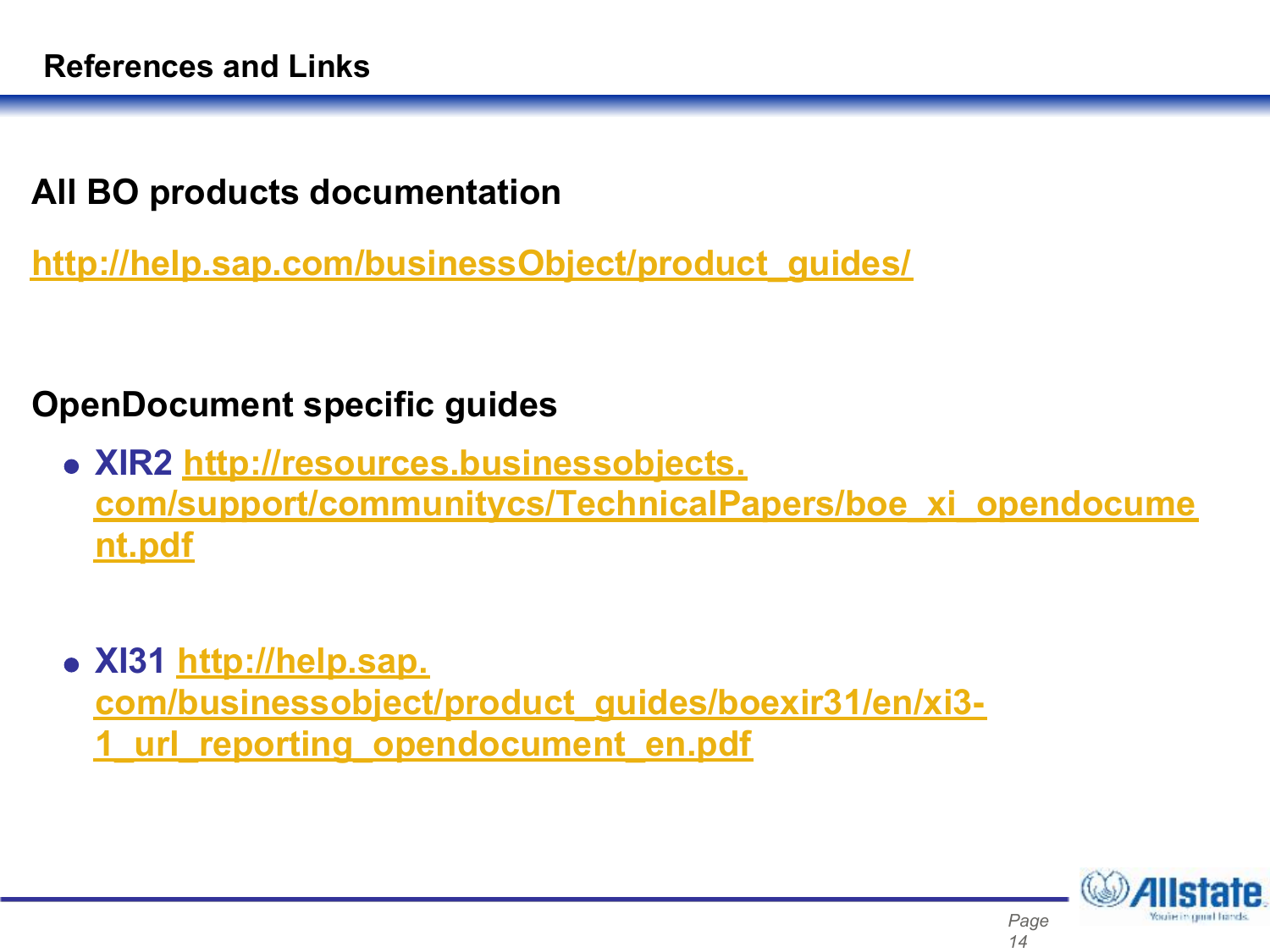# References and Links

## All BO products documentation

http://help.sap.com/businessObject/product_guides/

## OpenDocument specific guides

- **XIR2** http://resources.businessobjects.com/support/communitycs/TechnicalPapers/boe_xi_opendocument.pdf

- **XI31** http://help.sap.com/businessobject/product_guides/boexir31/en/xi3-1_url_reporting_opendocument_en.pdf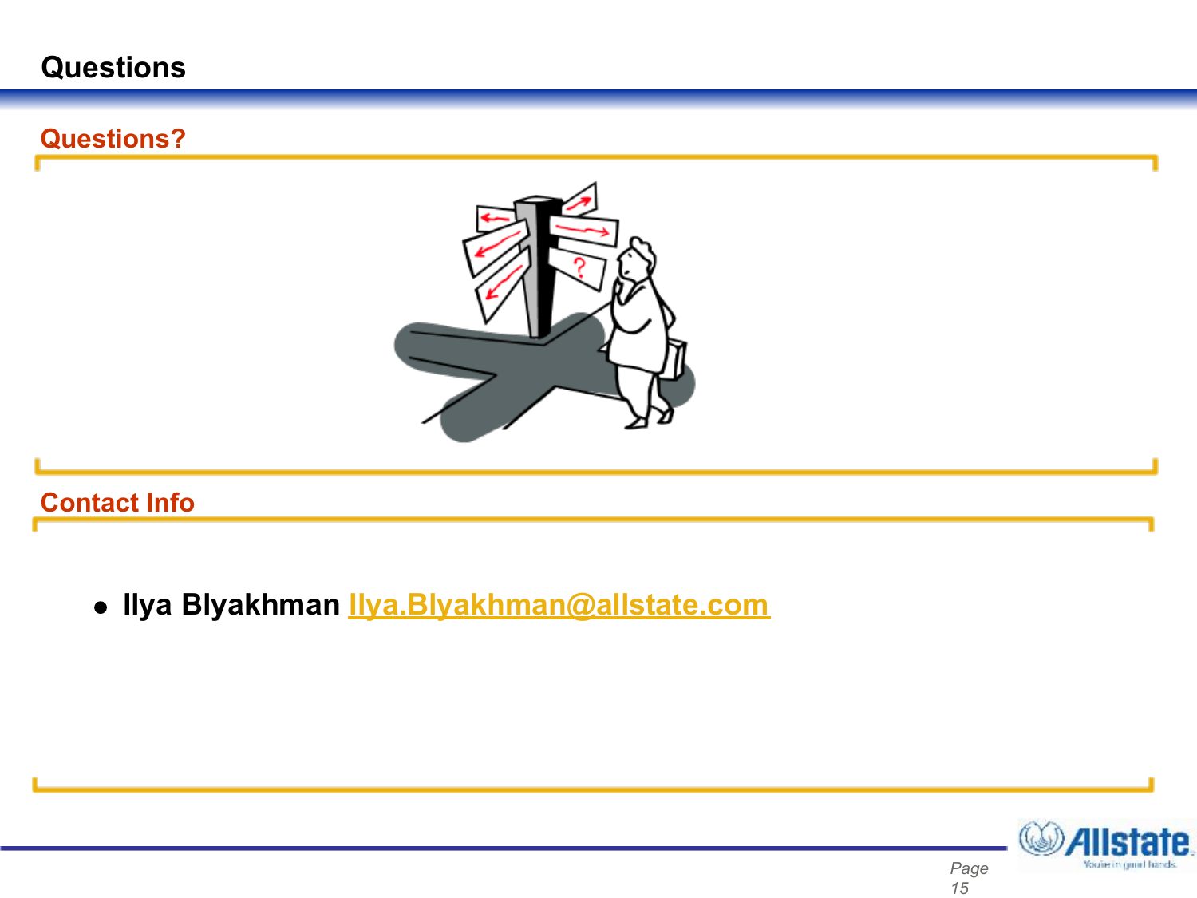# Questions

## Questions?

## Contact Info

- **Ilya Blyakhman** Ilya.Blyakhman@allstate.com